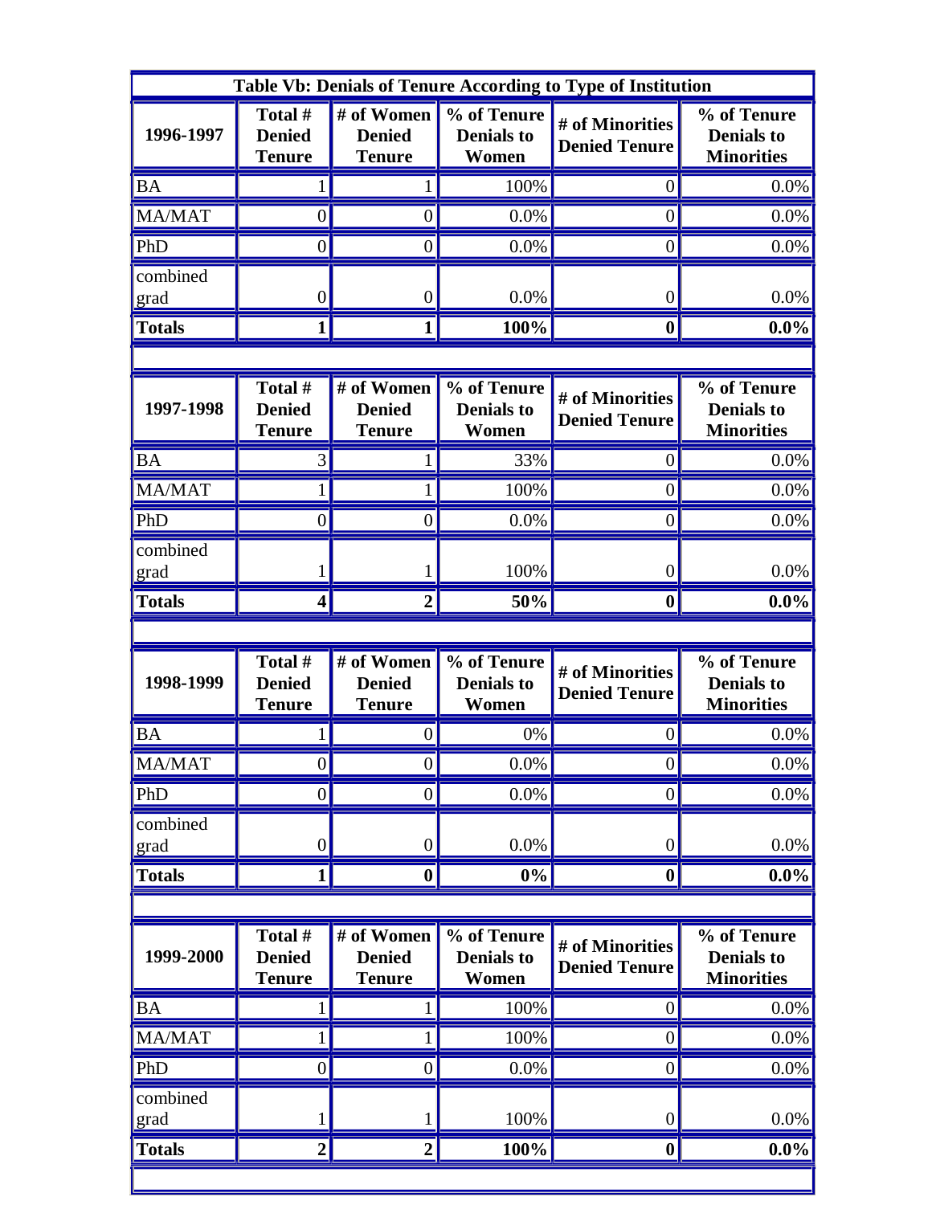**Table Vb: Denials of Tenure According to Type of Institution**

| 1996-1997 | Total # Denied Tenure | # of Women Denied Tenure | % of Tenure Denials to Women | # of Minorities Denied Tenure | % of Tenure Denials to Minorities |
|---|---|---|---|---|---|
| BA | 1 | 1 | 100% | 0 | 0.0% |
| MA/MAT | 0 | 0 | 0.0% | 0 | 0.0% |
| PhD | 0 | 0 | 0.0% | 0 | 0.0% |
| combined grad | 0 | 0 | 0.0% | 0 | 0.0% |
| **Totals** | **1** | **1** | **100%** | **0** | **0.0%** |

| 1997-1998 | Total # Denied Tenure | # of Women Denied Tenure | % of Tenure Denials to Women | # of Minorities Denied Tenure | % of Tenure Denials to Minorities |
|---|---|---|---|---|---|
| BA | 3 | 1 | 33% | 0 | 0.0% |
| MA/MAT | 1 | 1 | 100% | 0 | 0.0% |
| PhD | 0 | 0 | 0.0% | 0 | 0.0% |
| combined grad | 1 | 1 | 100% | 0 | 0.0% |
| **Totals** | **4** | **2** | **50%** | **0** | **0.0%** |

| 1998-1999 | Total # Denied Tenure | # of Women Denied Tenure | % of Tenure Denials to Women | # of Minorities Denied Tenure | % of Tenure Denials to Minorities |
|---|---|---|---|---|---|
| BA | 1 | 0 | 0% | 0 | 0.0% |
| MA/MAT | 0 | 0 | 0.0% | 0 | 0.0% |
| PhD | 0 | 0 | 0.0% | 0 | 0.0% |
| combined grad | 0 | 0 | 0.0% | 0 | 0.0% |
| **Totals** | **1** | **0** | **0%** | **0** | **0.0%** |

| 1999-2000 | Total # Denied Tenure | # of Women Denied Tenure | % of Tenure Denials to Women | # of Minorities Denied Tenure | % of Tenure Denials to Minorities |
|---|---|---|---|---|---|
| BA | 1 | 1 | 100% | 0 | 0.0% |
| MA/MAT | 1 | 1 | 100% | 0 | 0.0% |
| PhD | 0 | 0 | 0.0% | 0 | 0.0% |
| combined grad | 1 | 1 | 100% | 0 | 0.0% |
| **Totals** | **2** | **2** | **100%** | **0** | **0.0%** |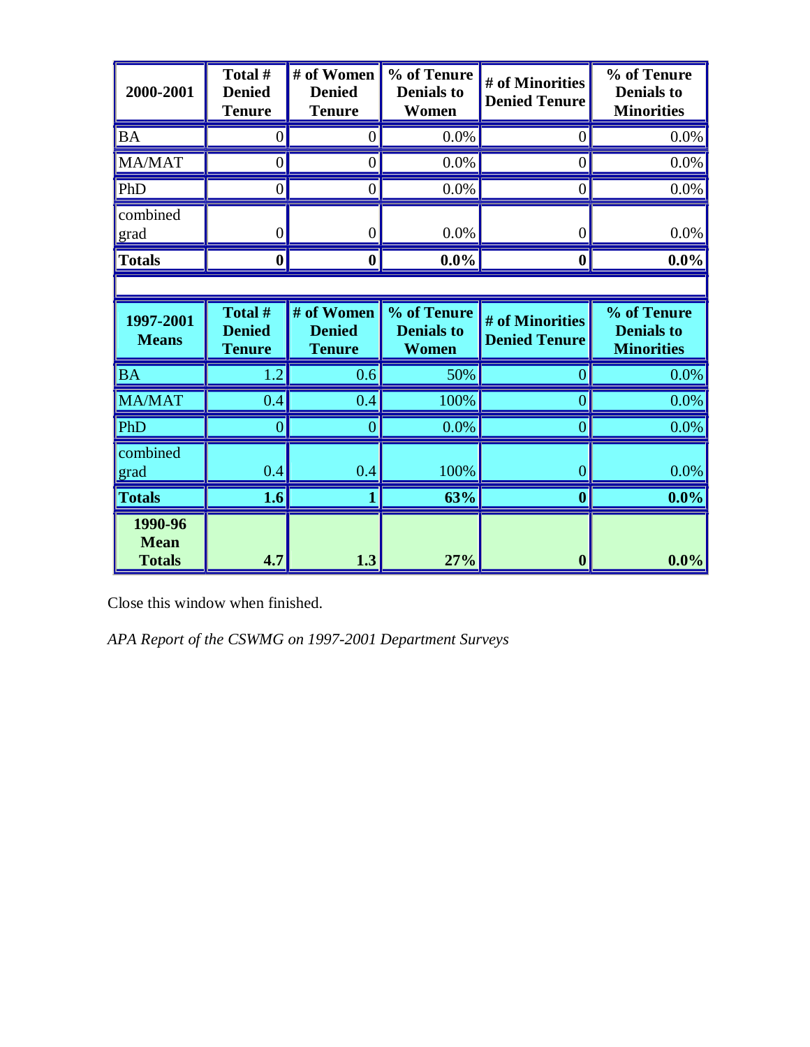| 2000-2001 | Total # Denied Tenure | # of Women Denied Tenure | % of Tenure Denials to Women | # of Minorities Denied Tenure | % of Tenure Denials to Minorities |
|---|---|---|---|---|---|
| BA | 0 | 0 | 0.0% | 0 | 0.0% |
| MA/MAT | 0 | 0 | 0.0% | 0 | 0.0% |
| PhD | 0 | 0 | 0.0% | 0 | 0.0% |
| combined grad | 0 | 0 | 0.0% | 0 | 0.0% |
| **Totals** | **0** | **0** | **0.0%** | **0** | **0.0%** |

| 1997-2001 Means | Total # Denied Tenure | # of Women Denied Tenure | % of Tenure Denials to Women | # of Minorities Denied Tenure | % of Tenure Denials to Minorities |
|---|---|---|---|---|---|
| BA | 1.2 | 0.6 | 50% | 0 | 0.0% |
| MA/MAT | 0.4 | 0.4 | 100% | 0 | 0.0% |
| PhD | 0 | 0 | 0.0% | 0 | 0.0% |
| combined grad | 0.4 | 0.4 | 100% | 0 | 0.0% |
| **Totals** | **1.6** | **1** | **63%** | **0** | **0.0%** |
| **1990-96 Mean Totals** | **4.7** | **1.3** | **27%** | **0** | **0.0%** |

Close this window when finished.

*APA Report of the CSWMG on 1997-2001 Department Surveys*